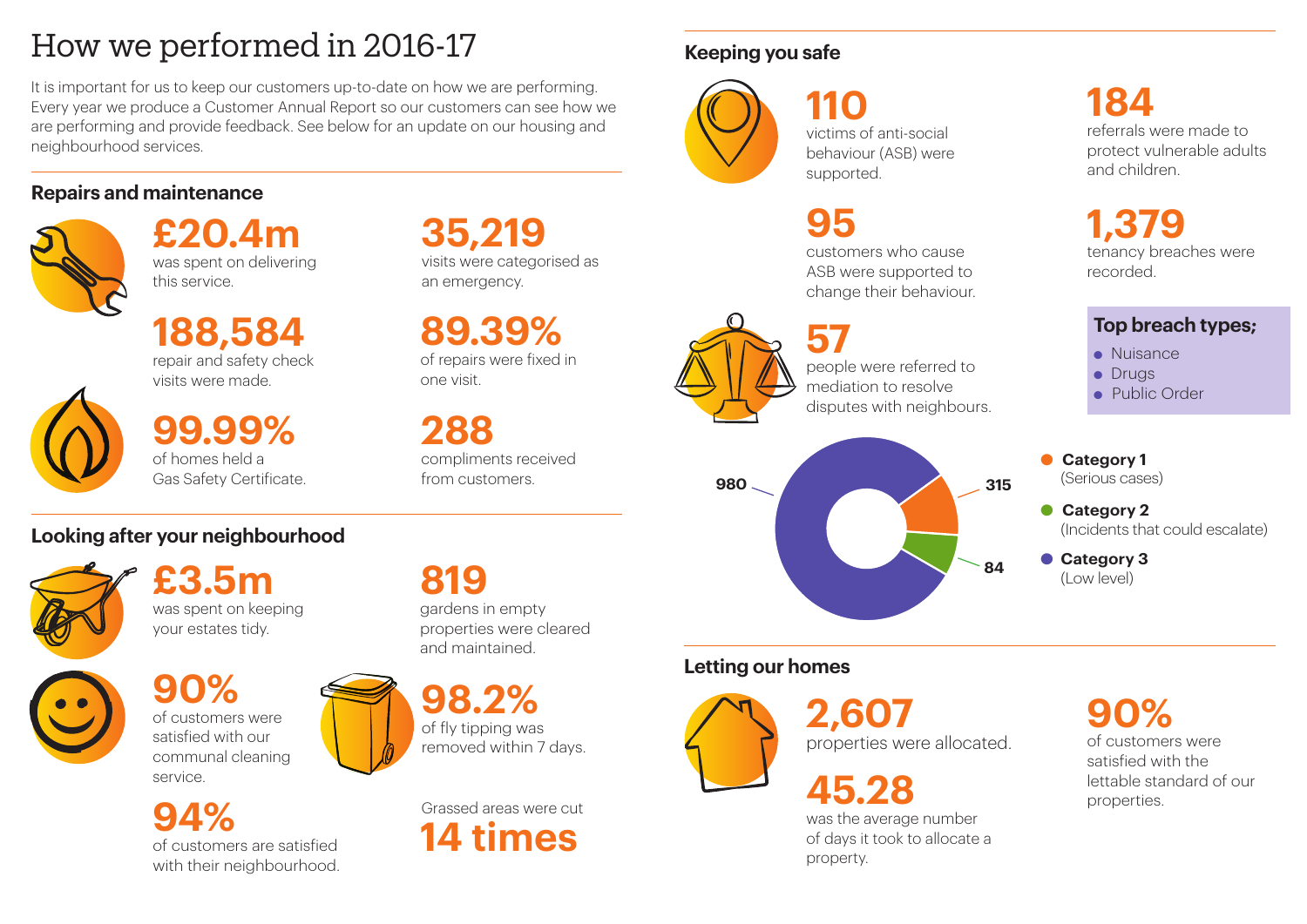# How we performed in 2016-17

It is important for us to keep our customers up-to-date on how we are performing. Every year we produce a Customer Annual Report so our customers can see how we are performing and provide feedback. See below for an update on our housing and neighbourhood services.

## Repairs and maintenance

**£20.4m**
was spent on delivering this service.

**188,584**
repair and safety check visits were made.

**99.99%**
of homes held a Gas Safety Certificate.

**35,219**
visits were categorised as an emergency.

**89.39%**
of repairs were fixed in one visit.

**288**
compliments received from customers.

## Looking after your neighbourhood

**£3.5m**
was spent on keeping your estates tidy.

**90%**
of customers were satisfied with our communal cleaning service.

**94%**
of customers are satisfied with their neighbourhood.

**819**
gardens in empty properties were cleared and maintained.

**98.2%**
of fly tipping was removed within 7 days.

Grassed areas were cut
**14 times**

## Keeping you safe

**110**
victims of anti-social behaviour (ASB) were supported.

**95**
customers who cause ASB were supported to change their behaviour.

**57**
people were referred to mediation to resolve disputes with neighbours.

**184**
referrals were made to protect vulnerable adults and children.

**1,379**
tenancy breaches were recorded.

**Top breach types;**

- Nuisance
- Drugs
- Public Order

| Category | Cases |
| --- | --- |
| **Category 1** (Serious cases) | 315 |
| **Category 2** (Incidents that could escalate) | 84 |
| **Category 3** (Low level) | 980 |

## Letting our homes

**2,607**
properties were allocated.

**45.28**
was the average number of days it took to allocate a property.

**90%**
of customers were satisfied with the lettable standard of our properties.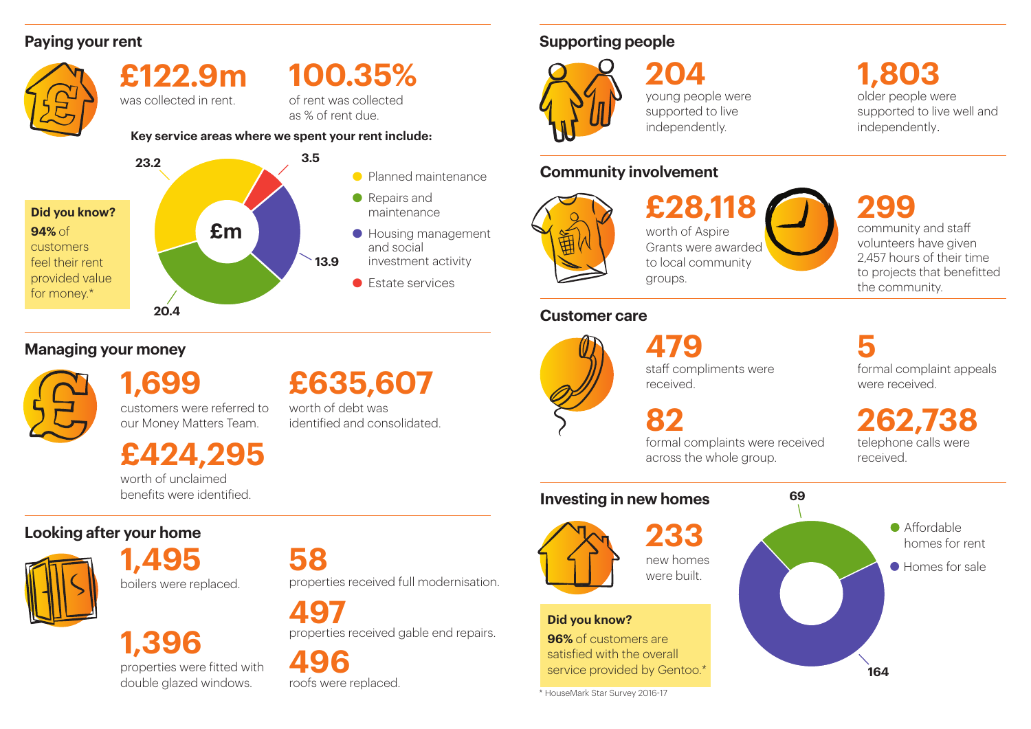## Paying your rent

**£122.9m**
was collected in rent.

**100.35%**
of rent was collected as % of rent due.

**Key service areas where we spent your rent include:**

£m

23.2
3.5
13.9
20.4

- Planned maintenance
- Repairs and maintenance
- Housing management and social investment activity
- Estate services

**Did you know?**
**94%** of customers feel their rent provided value for money.*

## Managing your money

**1,699**
customers were referred to our Money Matters Team.

**£635,607**
worth of debt was identified and consolidated.

**£424,295**
worth of unclaimed benefits were identified.

## Looking after your home

**1,495**
boilers were replaced.

**1,396**
properties were fitted with double glazed windows.

**58**
properties received full modernisation.

**497**
properties received gable end repairs.

**496**
roofs were replaced.

## Supporting people

**204**
young people were supported to live independently.

**1,803**
older people were supported to live well and independently.

## Community involvement

**£28,118**
worth of Aspire Grants were awarded to local community groups.

**299**
community and staff volunteers have given 2,457 hours of their time to projects that benefitted the community.

## Customer care

**479**
staff compliments were received.

**5**
formal complaint appeals were received.

**82**
formal complaints were received across the whole group.

**262,738**
telephone calls were received.

## Investing in new homes

**233**
new homes were built.

69
164

- Affordable homes for rent
- Homes for sale

**Did you know?**
**96%** of customers are satisfied with the overall service provided by Gentoo.*

\* HouseMark Star Survey 2016-17